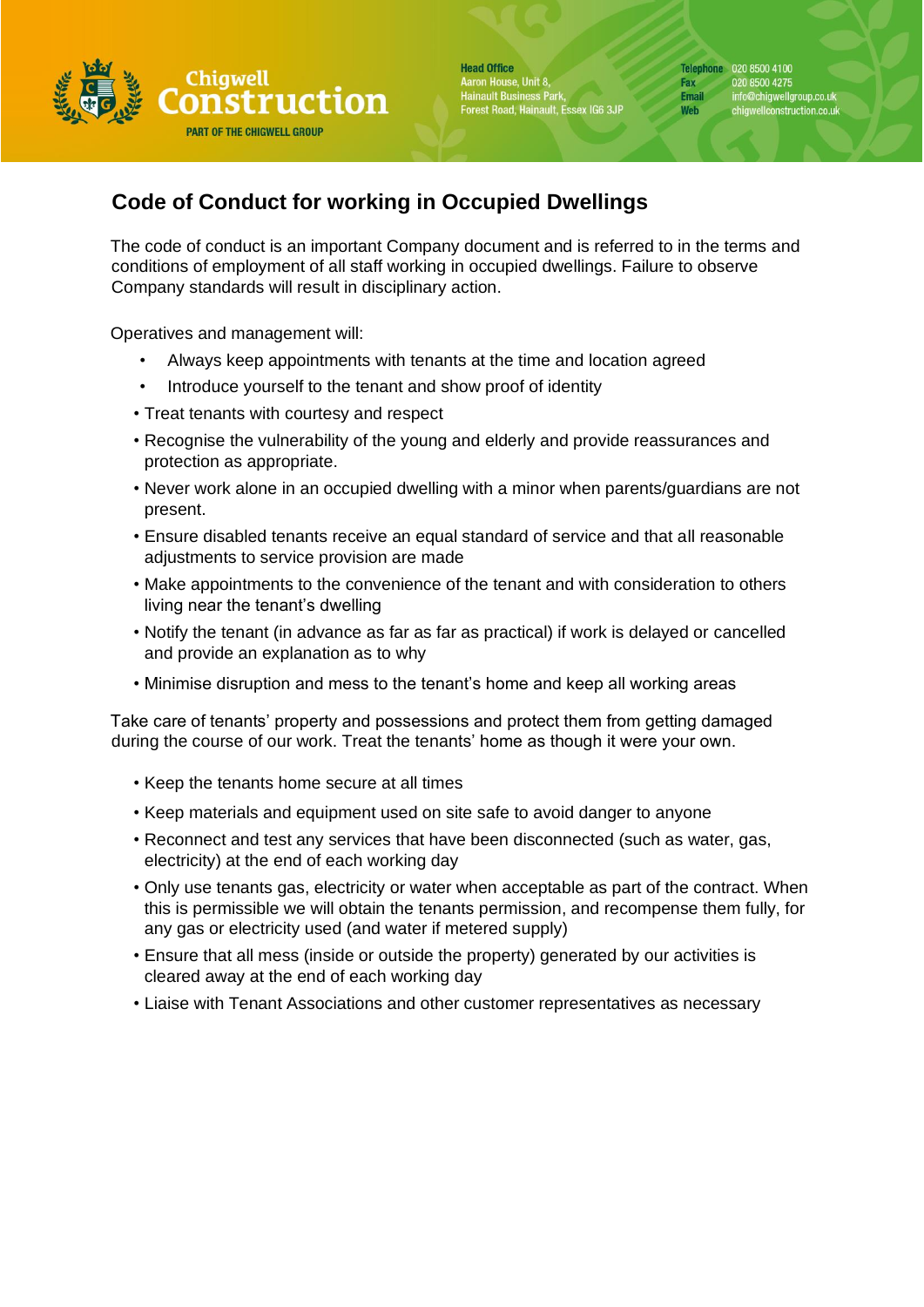Chigwell Construction
PART OF THE CHIGWELL GROUP

**Head Office**
Aaron House, Unit 8,
Hainault Business Park,
Forest Road, Hainault, Essex IG6 3JP

**Telephone** 020 8500 4100
**Fax** 020 8500 4275
**Email** info@chigwellgroup.co.uk
**Web** chigwellconstruction.co.uk

## Code of Conduct for working in Occupied Dwellings

The code of conduct is an important Company document and is referred to in the terms and conditions of employment of all staff working in occupied dwellings. Failure to observe Company standards will result in disciplinary action.

Operatives and management will:

- Always keep appointments with tenants at the time and location agreed
- Introduce yourself to the tenant and show proof of identity
- Treat tenants with courtesy and respect
- Recognise the vulnerability of the young and elderly and provide reassurances and protection as appropriate.
- Never work alone in an occupied dwelling with a minor when parents/guardians are not present.
- Ensure disabled tenants receive an equal standard of service and that all reasonable adjustments to service provision are made
- Make appointments to the convenience of the tenant and with consideration to others living near the tenant's dwelling
- Notify the tenant (in advance as far as far as practical) if work is delayed or cancelled and provide an explanation as to why
- Minimise disruption and mess to the tenant's home and keep all working areas

Take care of tenants' property and possessions and protect them from getting damaged during the course of our work. Treat the tenants' home as though it were your own.

- Keep the tenants home secure at all times
- Keep materials and equipment used on site safe to avoid danger to anyone
- Reconnect and test any services that have been disconnected (such as water, gas, electricity) at the end of each working day
- Only use tenants gas, electricity or water when acceptable as part of the contract. When this is permissible we will obtain the tenants permission, and recompense them fully, for any gas or electricity used (and water if metered supply)
- Ensure that all mess (inside or outside the property) generated by our activities is cleared away at the end of each working day
- Liaise with Tenant Associations and other customer representatives as necessary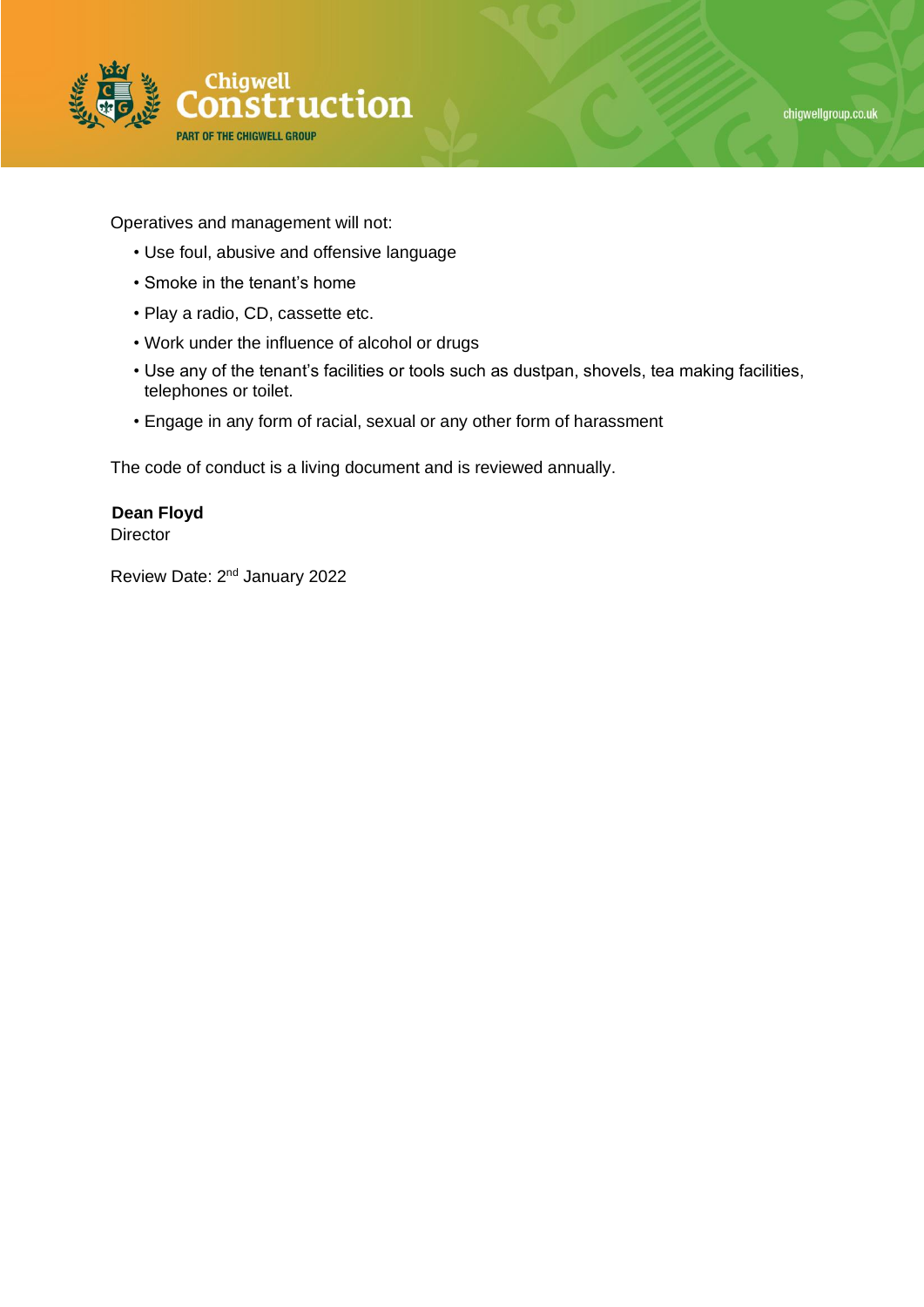Operatives and management will not:

- Use foul, abusive and offensive language
- Smoke in the tenant's home
- Play a radio, CD, cassette etc.
- Work under the influence of alcohol or drugs
- Use any of the tenant's facilities or tools such as dustpan, shovels, tea making facilities, telephones or toilet.
- Engage in any form of racial, sexual or any other form of harassment

The code of conduct is a living document and is reviewed annually.

**Dean Floyd**
Director

Review Date: 2nd January 2022